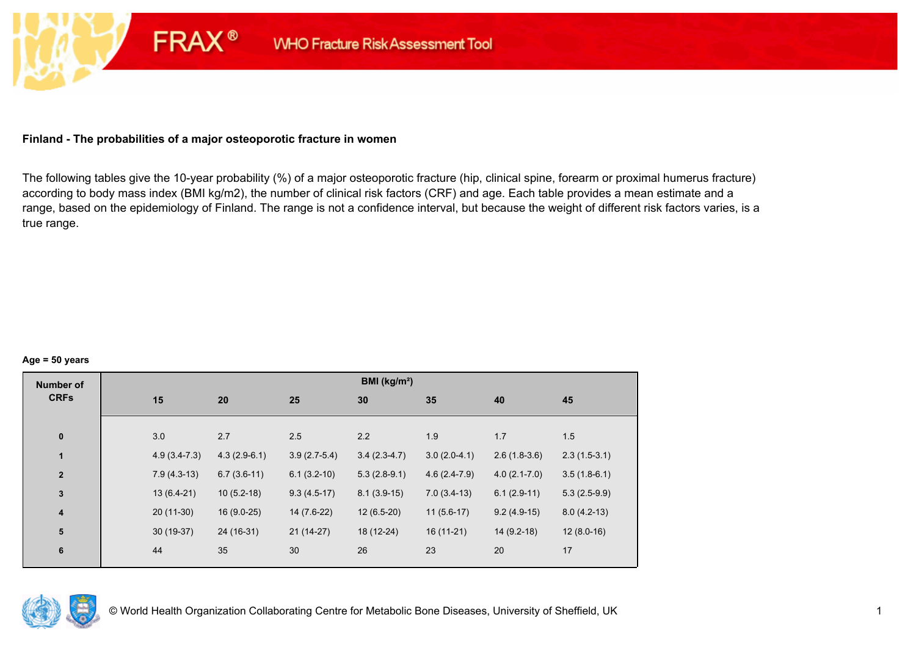FRAX® WHO Fracture Risk Assessment Tool

**Finland - The probabilities of a major osteoporotic fracture in women**

The following tables give the 10-year probability (%) of a major osteoporotic fracture (hip, clinical spine, forearm or proximal humerus fracture) according to body mass index (BMI kg/m2), the number of clinical risk factors (CRF) and age. Each table provides a mean estimate and a range, based on the epidemiology of Finland. The range is not a confidence interval, but because the weight of different risk factors varies, is a true range.

**Age = 50 years**

| Number of CRFs | BMI (kg/m²) | | | | | | |
|---|---|---|---|---|---|---|---|
| | 15 | 20 | 25 | 30 | 35 | 40 | 45 |
| 0 | 3.0 | 2.7 | 2.5 | 2.2 | 1.9 | 1.7 | 1.5 |
| 1 | 4.9 (3.4-7.3) | 4.3 (2.9-6.1) | 3.9 (2.7-5.4) | 3.4 (2.3-4.7) | 3.0 (2.0-4.1) | 2.6 (1.8-3.6) | 2.3 (1.5-3.1) |
| 2 | 7.9 (4.3-13) | 6.7 (3.6-11) | 6.1 (3.2-10) | 5.3 (2.8-9.1) | 4.6 (2.4-7.9) | 4.0 (2.1-7.0) | 3.5 (1.8-6.1) |
| 3 | 13 (6.4-21) | 10 (5.2-18) | 9.3 (4.5-17) | 8.1 (3.9-15) | 7.0 (3.4-13) | 6.1 (2.9-11) | 5.3 (2.5-9.9) |
| 4 | 20 (11-30) | 16 (9.0-25) | 14 (7.6-22) | 12 (6.5-20) | 11 (5.6-17) | 9.2 (4.9-15) | 8.0 (4.2-13) |
| 5 | 30 (19-37) | 24 (16-31) | 21 (14-27) | 18 (12-24) | 16 (11-21) | 14 (9.2-18) | 12 (8.0-16) |
| 6 | 44 | 35 | 30 | 26 | 23 | 20 | 17 |

© World Health Organization Collaborating Centre for Metabolic Bone Diseases, University of Sheffield, UK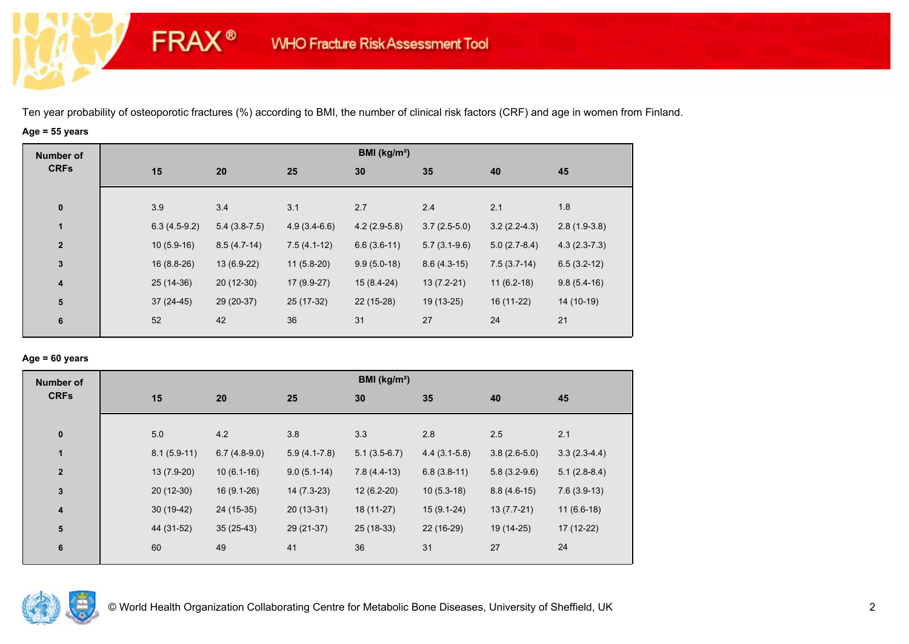FRAX® WHO Fracture Risk Assessment Tool

Ten year probability of osteoporotic fractures (%) according to BMI, the number of clinical risk factors (CRF) and age in women from Finland.

**Age = 55 years**

| Number of CRFs | BMI (kg/m²) | | | | | | |
|---|---|---|---|---|---|---|---|
| | 15 | 20 | 25 | 30 | 35 | 40 | 45 |
| 0 | 3.9 | 3.4 | 3.1 | 2.7 | 2.4 | 2.1 | 1.8 |
| 1 | 6.3 (4.5-9.2) | 5.4 (3.8-7.5) | 4.9 (3.4-6.6) | 4.2 (2.9-5.8) | 3.7 (2.5-5.0) | 3.2 (2.2-4.3) | 2.8 (1.9-3.8) |
| 2 | 10 (5.9-16) | 8.5 (4.7-14) | 7.5 (4.1-12) | 6.6 (3.6-11) | 5.7 (3.1-9.6) | 5.0 (2.7-8.4) | 4.3 (2.3-7.3) |
| 3 | 16 (8.8-26) | 13 (6.9-22) | 11 (5.8-20) | 9.9 (5.0-18) | 8.6 (4.3-15) | 7.5 (3.7-14) | 6.5 (3.2-12) |
| 4 | 25 (14-36) | 20 (12-30) | 17 (9.9-27) | 15 (8.4-24) | 13 (7.2-21) | 11 (6.2-18) | 9.8 (5.4-16) |
| 5 | 37 (24-45) | 29 (20-37) | 25 (17-32) | 22 (15-28) | 19 (13-25) | 16 (11-22) | 14 (10-19) |
| 6 | 52 | 42 | 36 | 31 | 27 | 24 | 21 |

**Age = 60 years**

| Number of CRFs | BMI (kg/m²) | | | | | | |
|---|---|---|---|---|---|---|---|
| | 15 | 20 | 25 | 30 | 35 | 40 | 45 |
| 0 | 5.0 | 4.2 | 3.8 | 3.3 | 2.8 | 2.5 | 2.1 |
| 1 | 8.1 (5.9-11) | 6.7 (4.8-9.0) | 5.9 (4.1-7.8) | 5.1 (3.5-6.7) | 4.4 (3.1-5.8) | 3.8 (2.6-5.0) | 3.3 (2.3-4.4) |
| 2 | 13 (7.9-20) | 10 (6.1-16) | 9.0 (5.1-14) | 7.8 (4.4-13) | 6.8 (3.8-11) | 5.8 (3.2-9.6) | 5.1 (2.8-8.4) |
| 3 | 20 (12-30) | 16 (9.1-26) | 14 (7.3-23) | 12 (6.2-20) | 10 (5.3-18) | 8.8 (4.6-15) | 7.6 (3.9-13) |
| 4 | 30 (19-42) | 24 (15-35) | 20 (13-31) | 18 (11-27) | 15 (9.1-24) | 13 (7.7-21) | 11 (6.6-18) |
| 5 | 44 (31-52) | 35 (25-43) | 29 (21-37) | 25 (18-33) | 22 (16-29) | 19 (14-25) | 17 (12-22) |
| 6 | 60 | 49 | 41 | 36 | 31 | 27 | 24 |

© World Health Organization Collaborating Centre for Metabolic Bone Diseases, University of Sheffield, UK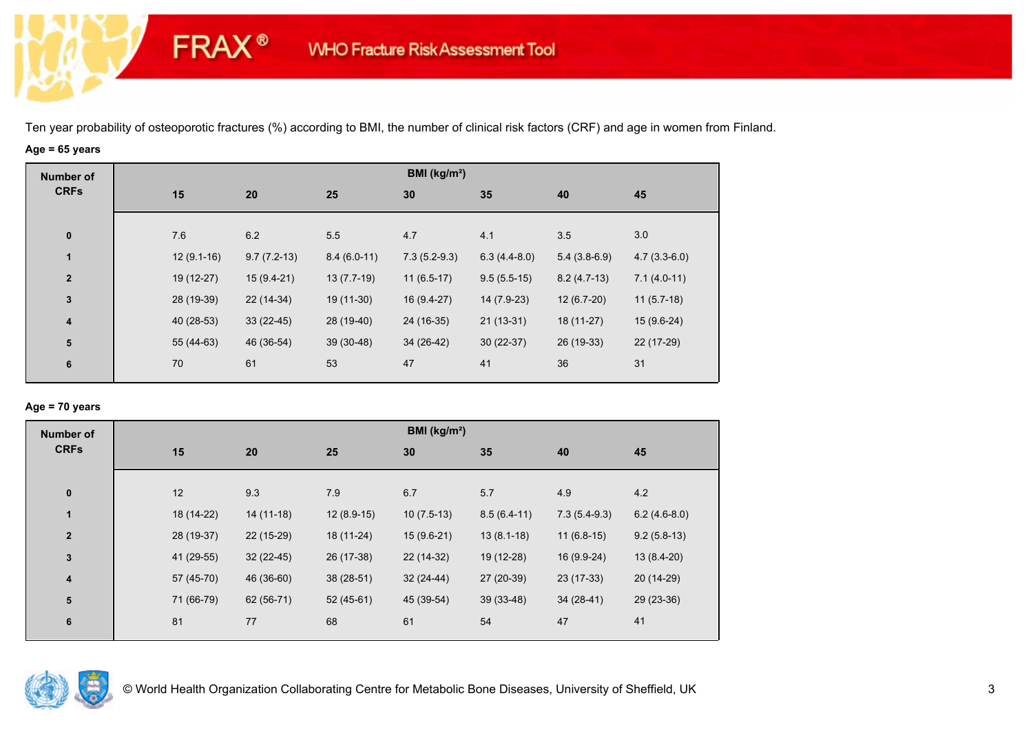Ten year probability of osteoporotic fractures (%) according to BMI, the number of clinical risk factors (CRF) and age in women from Finland.

**Age = 65 years**

| Number of CRFs | BMI (kg/m²) | | | | | | |
|---|---|---|---|---|---|---|---|
| | 15 | 20 | 25 | 30 | 35 | 40 | 45 |
| 0 | 7.6 | 6.2 | 5.5 | 4.7 | 4.1 | 3.5 | 3.0 |
| 1 | 12 (9.1-16) | 9.7 (7.2-13) | 8.4 (6.0-11) | 7.3 (5.2-9.3) | 6.3 (4.4-8.0) | 5.4 (3.8-6.9) | 4.7 (3.3-6.0) |
| 2 | 19 (12-27) | 15 (9.4-21) | 13 (7.7-19) | 11 (6.5-17) | 9.5 (5.5-15) | 8.2 (4.7-13) | 7.1 (4.0-11) |
| 3 | 28 (19-39) | 22 (14-34) | 19 (11-30) | 16 (9.4-27) | 14 (7.9-23) | 12 (6.7-20) | 11 (5.7-18) |
| 4 | 40 (28-53) | 33 (22-45) | 28 (19-40) | 24 (16-35) | 21 (13-31) | 18 (11-27) | 15 (9.6-24) |
| 5 | 55 (44-63) | 46 (36-54) | 39 (30-48) | 34 (26-42) | 30 (22-37) | 26 (19-33) | 22 (17-29) |
| 6 | 70 | 61 | 53 | 47 | 41 | 36 | 31 |

**Age = 70 years**

| Number of CRFs | BMI (kg/m²) | | | | | | |
|---|---|---|---|---|---|---|---|
| | 15 | 20 | 25 | 30 | 35 | 40 | 45 |
| 0 | 12 | 9.3 | 7.9 | 6.7 | 5.7 | 4.9 | 4.2 |
| 1 | 18 (14-22) | 14 (11-18) | 12 (8.9-15) | 10 (7.5-13) | 8.5 (6.4-11) | 7.3 (5.4-9.3) | 6.2 (4.6-8.0) |
| 2 | 28 (19-37) | 22 (15-29) | 18 (11-24) | 15 (9.6-21) | 13 (8.1-18) | 11 (6.8-15) | 9.2 (5.8-13) |
| 3 | 41 (29-55) | 32 (22-45) | 26 (17-38) | 22 (14-32) | 19 (12-28) | 16 (9.9-24) | 13 (8.4-20) |
| 4 | 57 (45-70) | 46 (36-60) | 38 (28-51) | 32 (24-44) | 27 (20-39) | 23 (17-33) | 20 (14-29) |
| 5 | 71 (66-79) | 62 (56-71) | 52 (45-61) | 45 (39-54) | 39 (33-48) | 34 (28-41) | 29 (23-36) |
| 6 | 81 | 77 | 68 | 61 | 54 | 47 | 41 |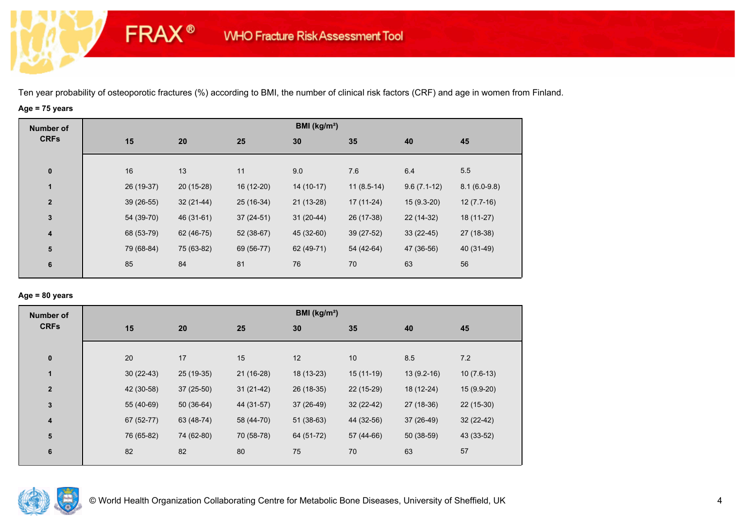Ten year probability of osteoporotic fractures (%) according to BMI, the number of clinical risk factors (CRF) and age in women from Finland.

**Age = 75 years**

| Number of CRFs | BMI (kg/m²) | | | | | | |
|---|---|---|---|---|---|---|---|
| | 15 | 20 | 25 | 30 | 35 | 40 | 45 |
| 0 | 16 | 13 | 11 | 9.0 | 7.6 | 6.4 | 5.5 |
| 1 | 26 (19-37) | 20 (15-28) | 16 (12-20) | 14 (10-17) | 11 (8.5-14) | 9.6 (7.1-12) | 8.1 (6.0-9.8) |
| 2 | 39 (26-55) | 32 (21-44) | 25 (16-34) | 21 (13-28) | 17 (11-24) | 15 (9.3-20) | 12 (7.7-16) |
| 3 | 54 (39-70) | 46 (31-61) | 37 (24-51) | 31 (20-44) | 26 (17-38) | 22 (14-32) | 18 (11-27) |
| 4 | 68 (53-79) | 62 (46-75) | 52 (38-67) | 45 (32-60) | 39 (27-52) | 33 (22-45) | 27 (18-38) |
| 5 | 79 (68-84) | 75 (63-82) | 69 (56-77) | 62 (49-71) | 54 (42-64) | 47 (36-56) | 40 (31-49) |
| 6 | 85 | 84 | 81 | 76 | 70 | 63 | 56 |

**Age = 80 years**

| Number of CRFs | BMI (kg/m²) | | | | | | |
|---|---|---|---|---|---|---|---|
| | 15 | 20 | 25 | 30 | 35 | 40 | 45 |
| 0 | 20 | 17 | 15 | 12 | 10 | 8.5 | 7.2 |
| 1 | 30 (22-43) | 25 (19-35) | 21 (16-28) | 18 (13-23) | 15 (11-19) | 13 (9.2-16) | 10 (7.6-13) |
| 2 | 42 (30-58) | 37 (25-50) | 31 (21-42) | 26 (18-35) | 22 (15-29) | 18 (12-24) | 15 (9.9-20) |
| 3 | 55 (40-69) | 50 (36-64) | 44 (31-57) | 37 (26-49) | 32 (22-42) | 27 (18-36) | 22 (15-30) |
| 4 | 67 (52-77) | 63 (48-74) | 58 (44-70) | 51 (38-63) | 44 (32-56) | 37 (26-49) | 32 (22-42) |
| 5 | 76 (65-82) | 74 (62-80) | 70 (58-78) | 64 (51-72) | 57 (44-66) | 50 (38-59) | 43 (33-52) |
| 6 | 82 | 82 | 80 | 75 | 70 | 63 | 57 |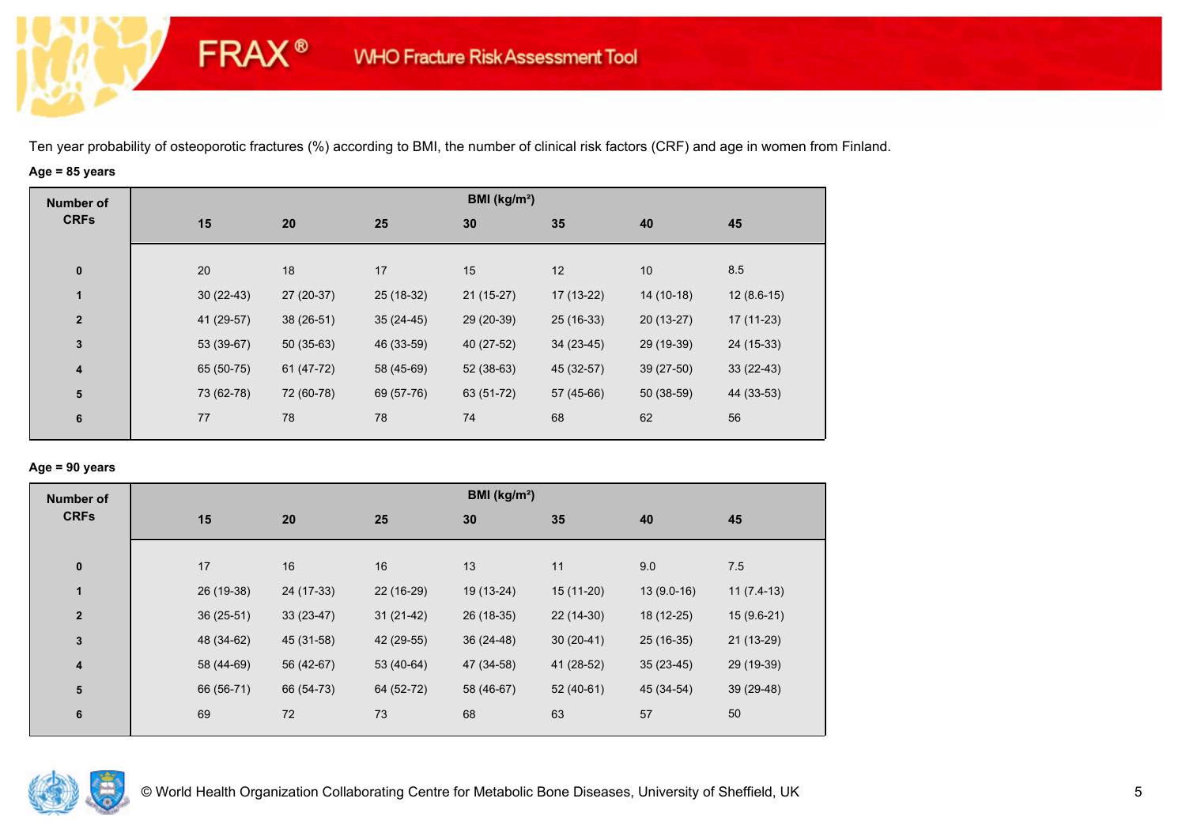**FRAX® WHO Fracture Risk Assessment Tool**

Ten year probability of osteoporotic fractures (%) according to BMI, the number of clinical risk factors (CRF) and age in women from Finland.

**Age = 85 years**

| Number of CRFs | BMI (kg/m²) | | | | | | |
|---|---|---|---|---|---|---|---|
| | 15 | 20 | 25 | 30 | 35 | 40 | 45 |
| 0 | 20 | 18 | 17 | 15 | 12 | 10 | 8.5 |
| 1 | 30 (22-43) | 27 (20-37) | 25 (18-32) | 21 (15-27) | 17 (13-22) | 14 (10-18) | 12 (8.6-15) |
| 2 | 41 (29-57) | 38 (26-51) | 35 (24-45) | 29 (20-39) | 25 (16-33) | 20 (13-27) | 17 (11-23) |
| 3 | 53 (39-67) | 50 (35-63) | 46 (33-59) | 40 (27-52) | 34 (23-45) | 29 (19-39) | 24 (15-33) |
| 4 | 65 (50-75) | 61 (47-72) | 58 (45-69) | 52 (38-63) | 45 (32-57) | 39 (27-50) | 33 (22-43) |
| 5 | 73 (62-78) | 72 (60-78) | 69 (57-76) | 63 (51-72) | 57 (45-66) | 50 (38-59) | 44 (33-53) |
| 6 | 77 | 78 | 78 | 74 | 68 | 62 | 56 |

**Age = 90 years**

| Number of CRFs | BMI (kg/m²) | | | | | | |
|---|---|---|---|---|---|---|---|
| | 15 | 20 | 25 | 30 | 35 | 40 | 45 |
| 0 | 17 | 16 | 16 | 13 | 11 | 9.0 | 7.5 |
| 1 | 26 (19-38) | 24 (17-33) | 22 (16-29) | 19 (13-24) | 15 (11-20) | 13 (9.0-16) | 11 (7.4-13) |
| 2 | 36 (25-51) | 33 (23-47) | 31 (21-42) | 26 (18-35) | 22 (14-30) | 18 (12-25) | 15 (9.6-21) |
| 3 | 48 (34-62) | 45 (31-58) | 42 (29-55) | 36 (24-48) | 30 (20-41) | 25 (16-35) | 21 (13-29) |
| 4 | 58 (44-69) | 56 (42-67) | 53 (40-64) | 47 (34-58) | 41 (28-52) | 35 (23-45) | 29 (19-39) |
| 5 | 66 (56-71) | 66 (54-73) | 64 (52-72) | 58 (46-67) | 52 (40-61) | 45 (34-54) | 39 (29-48) |
| 6 | 69 | 72 | 73 | 68 | 63 | 57 | 50 |

© World Health Organization Collaborating Centre for Metabolic Bone Diseases, University of Sheffield, UK